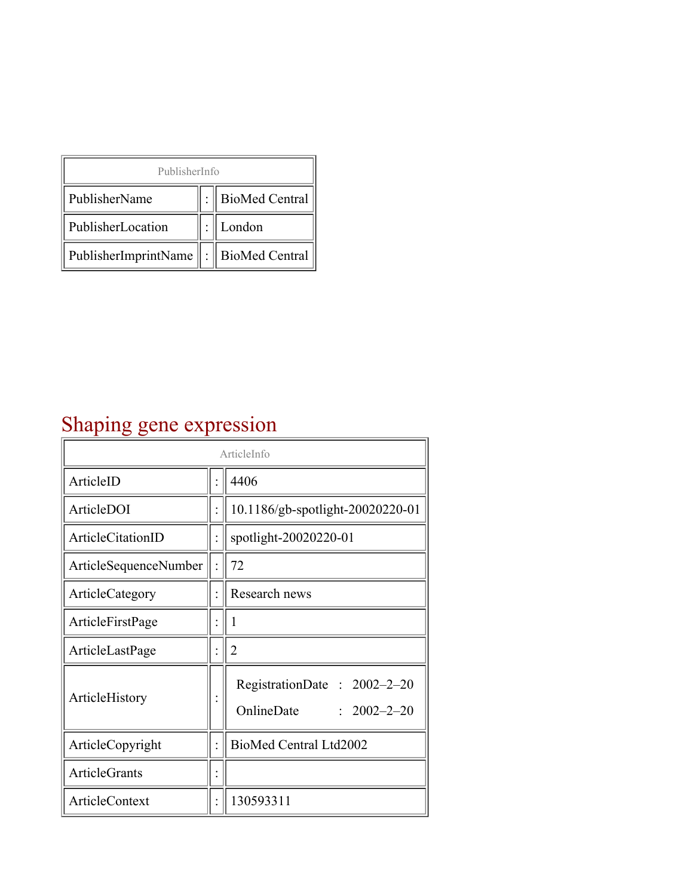| PublisherInfo | | |
|---|---|---|
| PublisherName | : | BioMed Central |
| PublisherLocation | : | London |
| PublisherImprintName | : | BioMed Central |

# Shaping gene expression

| ArticleInfo | | |
|---|---|---|
| ArticleID | : | 4406 |
| ArticleDOI | : | 10.1186/gb-spotlight-20020220-01 |
| ArticleCitationID | : | spotlight-20020220-01 |
| ArticleSequenceNumber | : | 72 |
| ArticleCategory | : | Research news |
| ArticleFirstPage | : | 1 |
| ArticleLastPage | : | 2 |
| ArticleHistory | : | RegistrationDate : 2002–2–20<br>OnlineDate : 2002–2–20 |
| ArticleCopyright | : | BioMed Central Ltd2002 |
| ArticleGrants | : | |
| ArticleContext | : | 130593311 |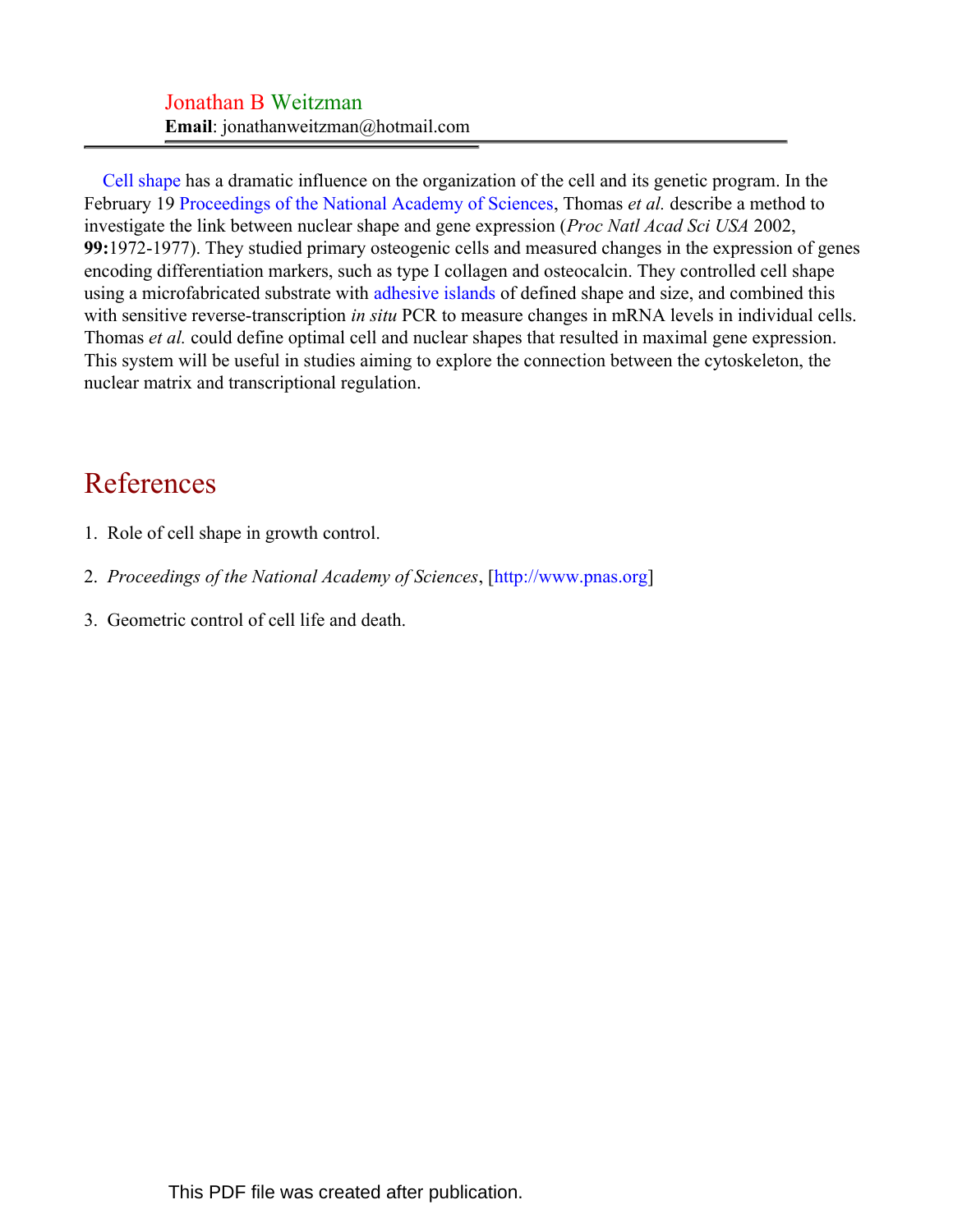Jonathan B Weitzman
**Email**: jonathanweitzman@hotmail.com

Cell shape has a dramatic influence on the organization of the cell and its genetic program. In the February 19 Proceedings of the National Academy of Sciences, Thomas *et al.* describe a method to investigate the link between nuclear shape and gene expression (*Proc Natl Acad Sci USA* 2002, **99:**1972-1977). They studied primary osteogenic cells and measured changes in the expression of genes encoding differentiation markers, such as type I collagen and osteocalcin. They controlled cell shape using a microfabricated substrate with adhesive islands of defined shape and size, and combined this with sensitive reverse-transcription *in situ* PCR to measure changes in mRNA levels in individual cells. Thomas *et al.* could define optimal cell and nuclear shapes that resulted in maximal gene expression. This system will be useful in studies aiming to explore the connection between the cytoskeleton, the nuclear matrix and transcriptional regulation.

# References

1. Role of cell shape in growth control.
2. *Proceedings of the National Academy of Sciences*, [http://www.pnas.org]
3. Geometric control of cell life and death.

This PDF file was created after publication.